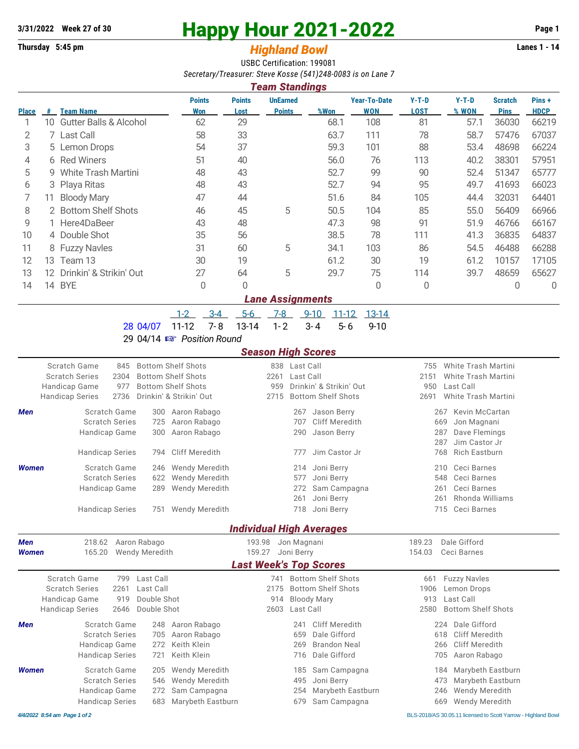3/31/2022 Week 27 of 30

Thursday 5:45 pm

# Happy Hour 2021-2022

## *Highland Bowl*

Lanes 1 - 14

USBC Certification: 199081

*Secretary/Treasurer: Steve Kosse (541)248-0083 is on Lane 7*

### *Team Standings*

| Place | # | Team Name | Points Won | Points Lost | UnEarned Points | %Won | Year-To-Date WON | Y-T-D LOST | Y-T-D % WON | Scratch Pins | Pins + HDCP |
|---|---|---|---|---|---|---|---|---|---|---|---|
| 1 | 10 | Gutter Balls & Alcohol | 62 | 29 | | 68.1 | 108 | 81 | 57.1 | 36030 | 66219 |
| 2 | 7 | Last Call | 58 | 33 | | 63.7 | 111 | 78 | 58.7 | 57476 | 67037 |
| 3 | 5 | Lemon Drops | 54 | 37 | | 59.3 | 101 | 88 | 53.4 | 48698 | 66224 |
| 4 | 6 | Red Winers | 51 | 40 | | 56.0 | 76 | 113 | 40.2 | 38301 | 57951 |
| 5 | 9 | White Trash Martini | 48 | 43 | | 52.7 | 99 | 90 | 52.4 | 51347 | 65777 |
| 6 | 3 | Playa Ritas | 48 | 43 | | 52.7 | 94 | 95 | 49.7 | 41693 | 66023 |
| 7 | 11 | Bloody Mary | 47 | 44 | | 51.6 | 84 | 105 | 44.4 | 32031 | 64401 |
| 8 | 2 | Bottom Shelf Shots | 46 | 45 | 5 | 50.5 | 104 | 85 | 55.0 | 56409 | 66966 |
| 9 | 1 | Here4DaBeer | 43 | 48 | | 47.3 | 98 | 91 | 51.9 | 46766 | 66167 |
| 10 | 4 | Double Shot | 35 | 56 | | 38.5 | 78 | 111 | 41.3 | 36835 | 64837 |
| 11 | 8 | Fuzzy Navles | 31 | 60 | 5 | 34.1 | 103 | 86 | 54.5 | 46488 | 66288 |
| 12 | 13 | Team 13 | 30 | 19 | | 61.2 | 30 | 19 | 61.2 | 10157 | 17105 |
| 13 | 12 | Drinkin' & Strikin' Out | 27 | 64 | 5 | 29.7 | 75 | 114 | 39.7 | 48659 | 65627 |
| 14 | 14 | BYE | 0 | 0 | | | 0 | 0 | | 0 | 0 |

### *Lane Assignments*

| | 1-2 | 3-4 | 5-6 | 7-8 | 9-10 | 11-12 | 13-14 |
|---|---|---|---|---|---|---|---|
| 28 04/07 | 11-12 | 7-8 | 13-14 | 1-2 | 3-4 | 5-6 | 9-10 |

29 04/14 ☞ *Position Round*

### *Season High Scores*

| | | | | | | |
|---|---|---|---|---|---|---|
| Scratch Game | 845 | Bottom Shelf Shots | 838 | Last Call | 755 | White Trash Martini |
| Scratch Series | 2304 | Bottom Shelf Shots | 2261 | Last Call | 2151 | White Trash Martini |
| Handicap Game | 977 | Bottom Shelf Shots | 959 | Drinkin' & Strikin' Out | 950 | Last Call |
| Handicap Series | 2736 | Drinkin' & Strikin' Out | 2715 | Bottom Shelf Shots | 2691 | White Trash Martini |

***Men***

| | | | | | | |
|---|---|---|---|---|---|---|
| Scratch Game | 300 | Aaron Rabago | 267 | Jason Berry | 267 | Kevin McCartan |
| Scratch Series | 725 | Aaron Rabago | 707 | Cliff Meredith | 669 | Jon Magnani |
| Handicap Game | 300 | Aaron Rabago | 290 | Jason Berry | 287 | Dave Flemings |
| | | | | | 287 | Jim Castor Jr |
| Handicap Series | 794 | Cliff Meredith | 777 | Jim Castor Jr | 768 | Rich Eastburn |

***Women***

| | | | | | | |
|---|---|---|---|---|---|---|
| Scratch Game | 246 | Wendy Meredith | 214 | Joni Berry | 210 | Ceci Barnes |
| Scratch Series | 622 | Wendy Meredith | 577 | Joni Berry | 548 | Ceci Barnes |
| Handicap Game | 289 | Wendy Meredith | 272 | Sam Campagna | 261 | Ceci Barnes |
| | | | 261 | Joni Berry | 261 | Rhonda Williams |
| Handicap Series | 751 | Wendy Meredith | 718 | Joni Berry | 715 | Ceci Barnes |

### *Individual High Averages*

| | | | | | | |
|---|---|---|---|---|---|---|
| ***Men*** | 218.62 | Aaron Rabago | 193.98 | Jon Magnani | 189.23 | Dale Gifford |
| ***Women*** | 165.20 | Wendy Meredith | 159.27 | Joni Berry | 154.03 | Ceci Barnes |

### *Last Week's Top Scores*

| | | | | | | |
|---|---|---|---|---|---|---|
| Scratch Game | 799 | Last Call | 741 | Bottom Shelf Shots | 661 | Fuzzy Navles |
| Scratch Series | 2261 | Last Call | 2175 | Bottom Shelf Shots | 1906 | Lemon Drops |
| Handicap Game | 919 | Double Shot | 914 | Bloody Mary | 913 | Last Call |
| Handicap Series | 2646 | Double Shot | 2603 | Last Call | 2580 | Bottom Shelf Shots |

***Men***

| | | | | | | |
|---|---|---|---|---|---|---|
| Scratch Game | 248 | Aaron Rabago | 241 | Cliff Meredith | 224 | Dale Gifford |
| Scratch Series | 705 | Aaron Rabago | 659 | Dale Gifford | 618 | Cliff Meredith |
| Handicap Game | 272 | Keith Klein | 269 | Brandon Neal | 266 | Cliff Meredith |
| Handicap Series | 721 | Keith Klein | 716 | Dale Gifford | 705 | Aaron Rabago |

***Women***

| | | | | | | |
|---|---|---|---|---|---|---|
| Scratch Game | 205 | Wendy Meredith | 185 | Sam Campagna | 184 | Marybeth Eastburn |
| Scratch Series | 546 | Wendy Meredith | 495 | Joni Berry | 473 | Marybeth Eastburn |
| Handicap Game | 272 | Sam Campagna | 254 | Marybeth Eastburn | 246 | Wendy Meredith |
| Handicap Series | 683 | Marybeth Eastburn | 679 | Sam Campagna | 669 | Wendy Meredith |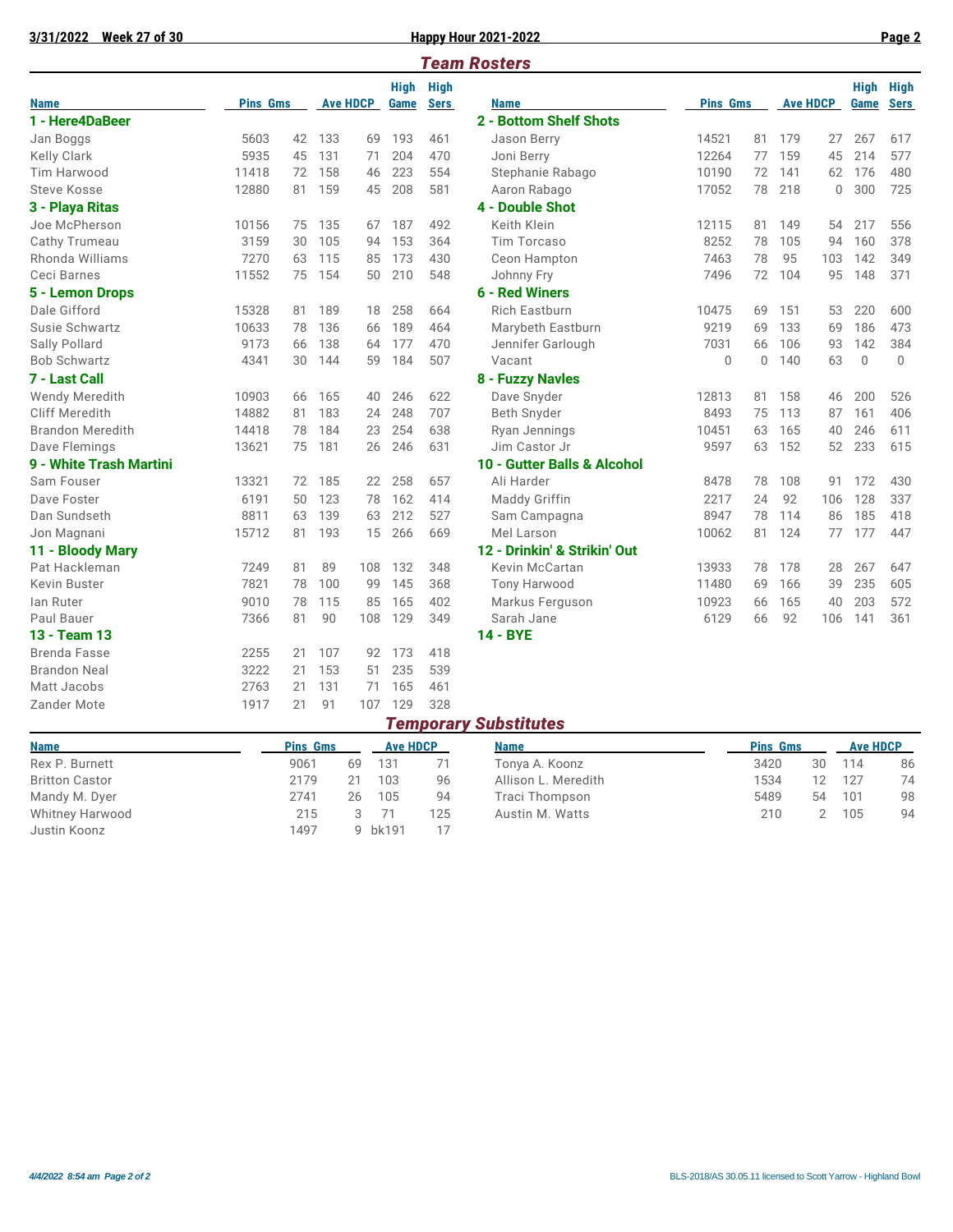## Team Rosters

| Name | Pins | Gms | Ave | HDCP | High Game | High Sers |
|---|---|---|---|---|---|---|
| **1 - Here4DaBeer** | | | | | | |
| Jan Boggs | 5603 | 42 | 133 | 69 | 193 | 461 |
| Kelly Clark | 5935 | 45 | 131 | 71 | 204 | 470 |
| Tim Harwood | 11418 | 72 | 158 | 46 | 223 | 554 |
| Steve Kosse | 12880 | 81 | 159 | 45 | 208 | 581 |
| **2 - Bottom Shelf Shots** | | | | | | |
| Jason Berry | 14521 | 81 | 179 | 27 | 267 | 617 |
| Joni Berry | 12264 | 77 | 159 | 45 | 214 | 577 |
| Stephanie Rabago | 10190 | 72 | 141 | 62 | 176 | 480 |
| Aaron Rabago | 17052 | 78 | 218 | 0 | 300 | 725 |
| **3 - Playa Ritas** | | | | | | |
| Joe McPherson | 10156 | 75 | 135 | 67 | 187 | 492 |
| Cathy Trumeau | 3159 | 30 | 105 | 94 | 153 | 364 |
| Rhonda Williams | 7270 | 63 | 115 | 85 | 173 | 430 |
| Ceci Barnes | 11552 | 75 | 154 | 50 | 210 | 548 |
| **4 - Double Shot** | | | | | | |
| Keith Klein | 12115 | 81 | 149 | 54 | 217 | 556 |
| Tim Torcaso | 8252 | 78 | 105 | 94 | 160 | 378 |
| Ceon Hampton | 7463 | 78 | 95 | 103 | 142 | 349 |
| Johnny Fry | 7496 | 72 | 104 | 95 | 148 | 371 |
| **5 - Lemon Drops** | | | | | | |
| Dale Gifford | 15328 | 81 | 189 | 18 | 258 | 664 |
| Susie Schwartz | 10633 | 78 | 136 | 66 | 189 | 464 |
| Sally Pollard | 9173 | 66 | 138 | 64 | 177 | 470 |
| Bob Schwartz | 4341 | 30 | 144 | 59 | 184 | 507 |
| **6 - Red Winers** | | | | | | |
| Rich Eastburn | 10475 | 69 | 151 | 53 | 220 | 600 |
| Marybeth Eastburn | 9219 | 69 | 133 | 69 | 186 | 473 |
| Jennifer Garlough | 7031 | 66 | 106 | 93 | 142 | 384 |
| Vacant | 0 | 0 | 140 | 63 | 0 | 0 |
| **7 - Last Call** | | | | | | |
| Wendy Meredith | 10903 | 66 | 165 | 40 | 246 | 622 |
| Cliff Meredith | 14882 | 81 | 183 | 24 | 248 | 707 |
| Brandon Meredith | 14418 | 78 | 184 | 23 | 254 | 638 |
| Dave Flemings | 13621 | 75 | 181 | 26 | 246 | 631 |
| **8 - Fuzzy Navles** | | | | | | |
| Dave Snyder | 12813 | 81 | 158 | 46 | 200 | 526 |
| Beth Snyder | 8493 | 75 | 113 | 87 | 161 | 406 |
| Ryan Jennings | 10451 | 63 | 165 | 40 | 246 | 611 |
| Jim Castor Jr | 9597 | 63 | 152 | 52 | 233 | 615 |
| **9 - White Trash Martini** | | | | | | |
| Sam Fouser | 13321 | 72 | 185 | 22 | 258 | 657 |
| Dave Foster | 6191 | 50 | 123 | 78 | 162 | 414 |
| Dan Sundseth | 8811 | 63 | 139 | 63 | 212 | 527 |
| Jon Magnani | 15712 | 81 | 193 | 15 | 266 | 669 |
| **10 - Gutter Balls & Alcohol** | | | | | | |
| Ali Harder | 8478 | 78 | 108 | 91 | 172 | 430 |
| Maddy Griffin | 2217 | 24 | 92 | 106 | 128 | 337 |
| Sam Campagna | 8947 | 78 | 114 | 86 | 185 | 418 |
| Mel Larson | 10062 | 81 | 124 | 77 | 177 | 447 |
| **11 - Bloody Mary** | | | | | | |
| Pat Hackleman | 7249 | 81 | 89 | 108 | 132 | 348 |
| Kevin Buster | 7821 | 78 | 100 | 99 | 145 | 368 |
| Ian Ruter | 9010 | 78 | 115 | 85 | 165 | 402 |
| Paul Bauer | 7366 | 81 | 90 | 108 | 129 | 349 |
| **12 - Drinkin' & Strikin' Out** | | | | | | |
| Kevin McCartan | 13933 | 78 | 178 | 28 | 267 | 647 |
| Tony Harwood | 11480 | 69 | 166 | 39 | 235 | 605 |
| Markus Ferguson | 10923 | 66 | 165 | 40 | 203 | 572 |
| Sarah Jane | 6129 | 66 | 92 | 106 | 141 | 361 |
| **13 - Team 13** | | | | | | |
| Brenda Fasse | 2255 | 21 | 107 | 92 | 173 | 418 |
| Brandon Neal | 3222 | 21 | 153 | 51 | 235 | 539 |
| Matt Jacobs | 2763 | 21 | 131 | 71 | 165 | 461 |
| Zander Mote | 1917 | 21 | 91 | 107 | 129 | 328 |
| **14 - BYE** | | | | | | |

## Temporary Substitutes

| Name | Pins | Gms | Ave | HDCP |
|---|---|---|---|---|
| Rex P. Burnett | 9061 | 69 | 131 | 71 |
| Britton Castor | 2179 | 21 | 103 | 96 |
| Mandy M. Dyer | 2741 | 26 | 105 | 94 |
| Whitney Harwood | 215 | 3 | 71 | 125 |
| Justin Koonz | 1497 | 9 | bk191 | 17 |
| Tonya A. Koonz | 3420 | 30 | 114 | 86 |
| Allison L. Meredith | 1534 | 12 | 127 | 74 |
| Traci Thompson | 5489 | 54 | 101 | 98 |
| Austin M. Watts | 210 | 2 | 105 | 94 |